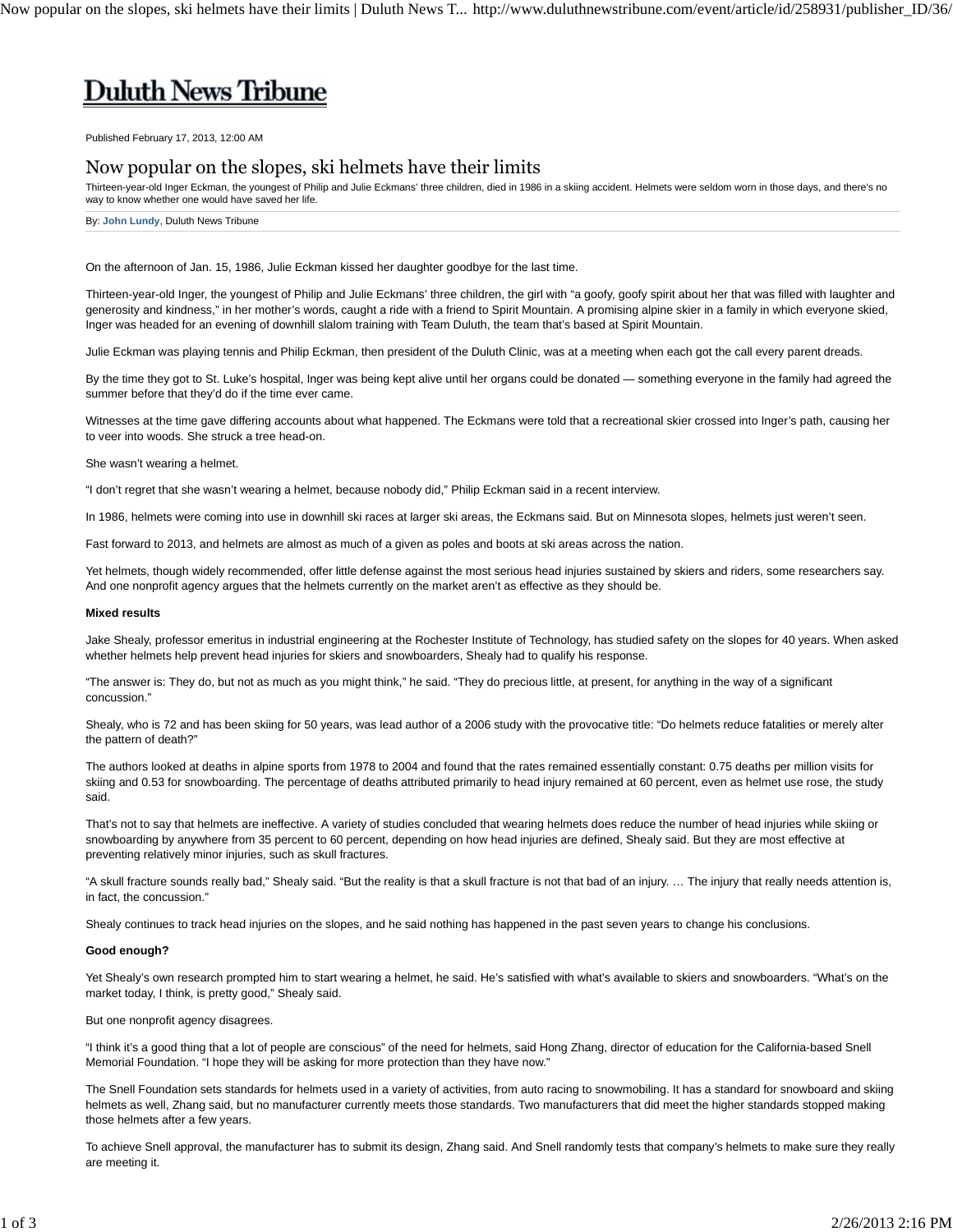# Duluth News Tribune

Published February 17, 2013, 12:00 AM

## Now popular on the slopes, ski helmets have their limits

Thirteen-year-old Inger Eckman, the youngest of Philip and Julie Eckmans' three children, died in 1986 in a skiing accident. Helmets were seldom worn in those days, and there's no way to know whether one would have saved her life.

By: **John Lundy**, Duluth News Tribune

On the afternoon of Jan. 15, 1986, Julie Eckman kissed her daughter goodbye for the last time.

Thirteen-year-old Inger, the youngest of Philip and Julie Eckmans' three children, the girl with "a goofy, goofy spirit about her that was filled with laughter and generosity and kindness," in her mother's words, caught a ride with a friend to Spirit Mountain. A promising alpine skier in a family in which everyone skied, Inger was headed for an evening of downhill slalom training with Team Duluth, the team that's based at Spirit Mountain.

Julie Eckman was playing tennis and Philip Eckman, then president of the Duluth Clinic, was at a meeting when each got the call every parent dreads.

By the time they got to St. Luke's hospital, Inger was being kept alive until her organs could be donated — something everyone in the family had agreed the summer before that they'd do if the time ever came.

Witnesses at the time gave differing accounts about what happened. The Eckmans were told that a recreational skier crossed into Inger's path, causing her to veer into woods. She struck a tree head-on.

She wasn't wearing a helmet.

"I don't regret that she wasn't wearing a helmet, because nobody did," Philip Eckman said in a recent interview.

In 1986, helmets were coming into use in downhill ski races at larger ski areas, the Eckmans said. But on Minnesota slopes, helmets just weren't seen.

Fast forward to 2013, and helmets are almost as much of a given as poles and boots at ski areas across the nation.

Yet helmets, though widely recommended, offer little defense against the most serious head injuries sustained by skiers and riders, some researchers say. And one nonprofit agency argues that the helmets currently on the market aren't as effective as they should be.

**Mixed results**

Jake Shealy, professor emeritus in industrial engineering at the Rochester Institute of Technology, has studied safety on the slopes for 40 years. When asked whether helmets help prevent head injuries for skiers and snowboarders, Shealy had to qualify his response.

"The answer is: They do, but not as much as you might think," he said. "They do precious little, at present, for anything in the way of a significant concussion."

Shealy, who is 72 and has been skiing for 50 years, was lead author of a 2006 study with the provocative title: "Do helmets reduce fatalities or merely alter the pattern of death?"

The authors looked at deaths in alpine sports from 1978 to 2004 and found that the rates remained essentially constant: 0.75 deaths per million visits for skiing and 0.53 for snowboarding. The percentage of deaths attributed primarily to head injury remained at 60 percent, even as helmet use rose, the study said.

That's not to say that helmets are ineffective. A variety of studies concluded that wearing helmets does reduce the number of head injuries while skiing or snowboarding by anywhere from 35 percent to 60 percent, depending on how head injuries are defined, Shealy said. But they are most effective at preventing relatively minor injuries, such as skull fractures.

"A skull fracture sounds really bad," Shealy said. "But the reality is that a skull fracture is not that bad of an injury. … The injury that really needs attention is, in fact, the concussion."

Shealy continues to track head injuries on the slopes, and he said nothing has happened in the past seven years to change his conclusions.

**Good enough?**

Yet Shealy's own research prompted him to start wearing a helmet, he said. He's satisfied with what's available to skiers and snowboarders. "What's on the market today, I think, is pretty good," Shealy said.

But one nonprofit agency disagrees.

"I think it's a good thing that a lot of people are conscious" of the need for helmets, said Hong Zhang, director of education for the California-based Snell Memorial Foundation. "I hope they will be asking for more protection than they have now."

The Snell Foundation sets standards for helmets used in a variety of activities, from auto racing to snowmobiling. It has a standard for snowboard and skiing helmets as well, Zhang said, but no manufacturer currently meets those standards. Two manufacturers that did meet the higher standards stopped making those helmets after a few years.

To achieve Snell approval, the manufacturer has to submit its design, Zhang said. And Snell randomly tests that company's helmets to make sure they really are meeting it.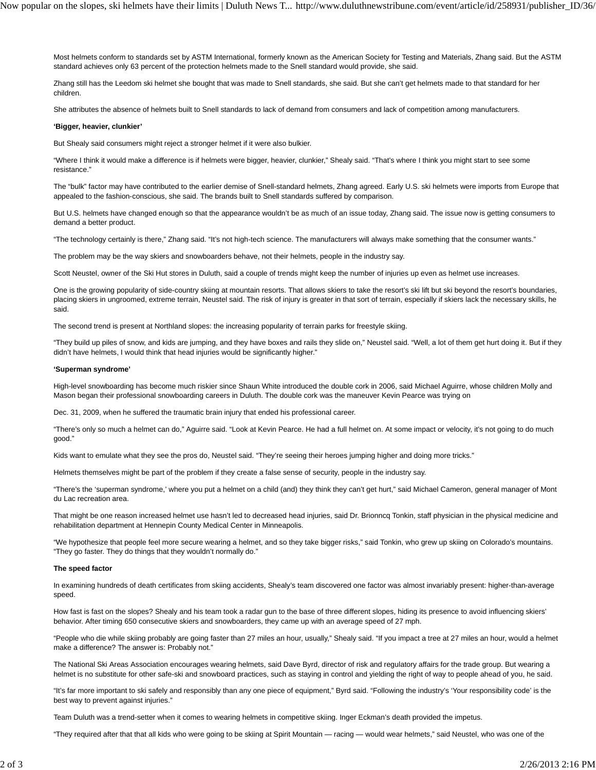Most helmets conform to standards set by ASTM International, formerly known as the American Society for Testing and Materials, Zhang said. But the ASTM standard achieves only 63 percent of the protection helmets made to the Snell standard would provide, she said.

Zhang still has the Leedom ski helmet she bought that was made to Snell standards, she said. But she can't get helmets made to that standard for her children.

She attributes the absence of helmets built to Snell standards to lack of demand from consumers and lack of competition among manufacturers.

**'Bigger, heavier, clunkier'**

But Shealy said consumers might reject a stronger helmet if it were also bulkier.

"Where I think it would make a difference is if helmets were bigger, heavier, clunkier," Shealy said. "That's where I think you might start to see some resistance."

The "bulk" factor may have contributed to the earlier demise of Snell-standard helmets, Zhang agreed. Early U.S. ski helmets were imports from Europe that appealed to the fashion-conscious, she said. The brands built to Snell standards suffered by comparison.

But U.S. helmets have changed enough so that the appearance wouldn't be as much of an issue today, Zhang said. The issue now is getting consumers to demand a better product.

"The technology certainly is there," Zhang said. "It's not high-tech science. The manufacturers will always make something that the consumer wants."

The problem may be the way skiers and snowboarders behave, not their helmets, people in the industry say.

Scott Neustel, owner of the Ski Hut stores in Duluth, said a couple of trends might keep the number of injuries up even as helmet use increases.

One is the growing popularity of side-country skiing at mountain resorts. That allows skiers to take the resort's ski lift but ski beyond the resort's boundaries, placing skiers in ungroomed, extreme terrain, Neustel said. The risk of injury is greater in that sort of terrain, especially if skiers lack the necessary skills, he said.

The second trend is present at Northland slopes: the increasing popularity of terrain parks for freestyle skiing.

"They build up piles of snow, and kids are jumping, and they have boxes and rails they slide on," Neustel said. "Well, a lot of them get hurt doing it. But if they didn't have helmets, I would think that head injuries would be significantly higher."

**'Superman syndrome'**

High-level snowboarding has become much riskier since Shaun White introduced the double cork in 2006, said Michael Aguirre, whose children Molly and Mason began their professional snowboarding careers in Duluth. The double cork was the maneuver Kevin Pearce was trying on Dec. 31, 2009, when he suffered the traumatic brain injury that ended his professional career.

"There's only so much a helmet can do," Aguirre said. "Look at Kevin Pearce. He had a full helmet on. At some impact or velocity, it's not going to do much good."

Kids want to emulate what they see the pros do, Neustel said. "They're seeing their heroes jumping higher and doing more tricks."

Helmets themselves might be part of the problem if they create a false sense of security, people in the industry say.

"There's the 'superman syndrome,' where you put a helmet on a child (and) they think they can't get hurt," said Michael Cameron, general manager of Mont du Lac recreation area.

That might be one reason increased helmet use hasn't led to decreased head injuries, said Dr. Brionncq Tonkin, staff physician in the physical medicine and rehabilitation department at Hennepin County Medical Center in Minneapolis.

"We hypothesize that people feel more secure wearing a helmet, and so they take bigger risks," said Tonkin, who grew up skiing on Colorado's mountains. "They go faster. They do things that they wouldn't normally do."

**The speed factor**

In examining hundreds of death certificates from skiing accidents, Shealy's team discovered one factor was almost invariably present: higher-than-average speed.

How fast is fast on the slopes? Shealy and his team took a radar gun to the base of three different slopes, hiding its presence to avoid influencing skiers' behavior. After timing 650 consecutive skiers and snowboarders, they came up with an average speed of 27 mph.

"People who die while skiing probably are going faster than 27 miles an hour, usually," Shealy said. "If you impact a tree at 27 miles an hour, would a helmet make a difference? The answer is: Probably not."

The National Ski Areas Association encourages wearing helmets, said Dave Byrd, director of risk and regulatory affairs for the trade group. But wearing a helmet is no substitute for other safe-ski and snowboard practices, such as staying in control and yielding the right of way to people ahead of you, he said.

"It's far more important to ski safely and responsibly than any one piece of equipment," Byrd said. "Following the industry's 'Your responsibility code' is the best way to prevent against injuries."

Team Duluth was a trend-setter when it comes to wearing helmets in competitive skiing. Inger Eckman's death provided the impetus.

"They required after that that all kids who were going to be skiing at Spirit Mountain — racing — would wear helmets," said Neustel, who was one of the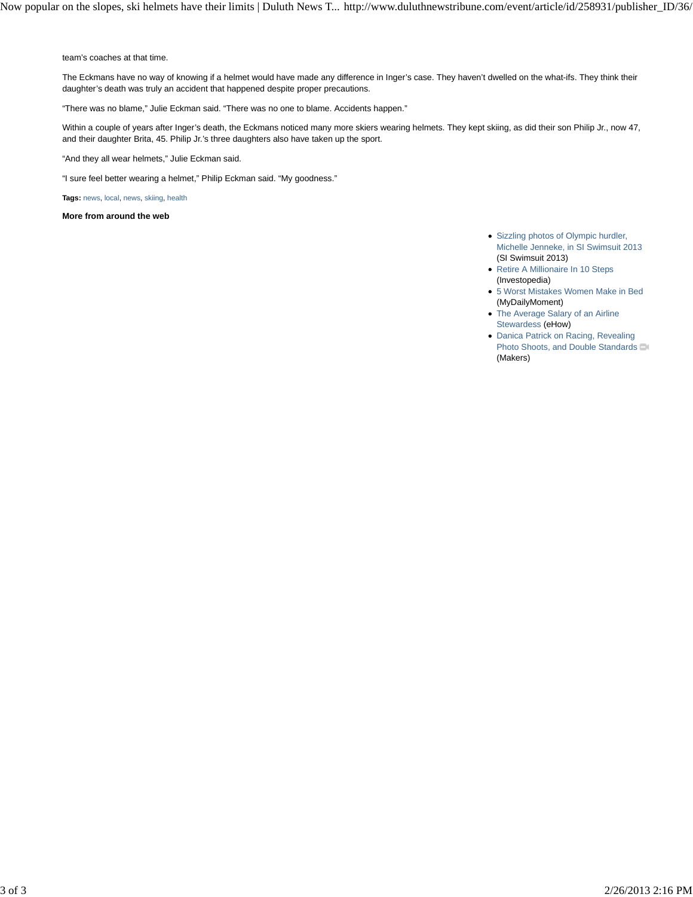team's coaches at that time.

The Eckmans have no way of knowing if a helmet would have made any difference in Inger's case. They haven't dwelled on the what-ifs. They think their daughter's death was truly an accident that happened despite proper precautions.

"There was no blame," Julie Eckman said. "There was no one to blame. Accidents happen."

Within a couple of years after Inger's death, the Eckmans noticed many more skiers wearing helmets. They kept skiing, as did their son Philip Jr., now 47, and their daughter Brita, 45. Philip Jr.'s three daughters also have taken up the sport.

"And they all wear helmets," Julie Eckman said.

"I sure feel better wearing a helmet," Philip Eckman said. "My goodness."

**Tags:** news, local, news, skiing, health

**More from around the web**

- Sizzling photos of Olympic hurdler, Michelle Jenneke, in SI Swimsuit 2013 (SI Swimsuit 2013)
- Retire A Millionaire In 10 Steps (Investopedia)
- 5 Worst Mistakes Women Make in Bed (MyDailyMoment)
- The Average Salary of an Airline Stewardess (eHow)
- Danica Patrick on Racing, Revealing Photo Shoots, and Double Standards (Makers)